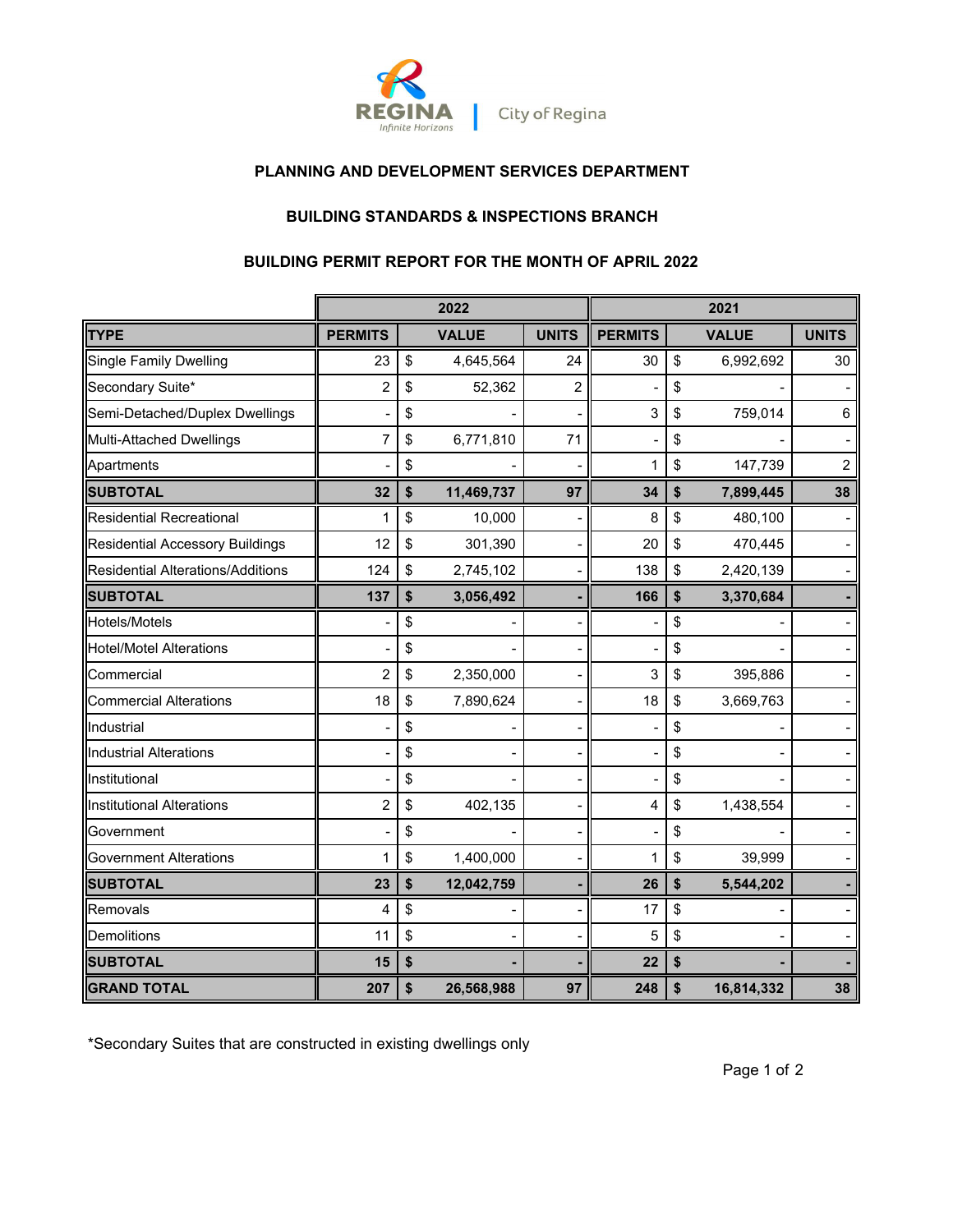City of Regina

## PLANNING AND DEVELOPMENT SERVICES DEPARTMENT

### BUILDING STANDARDS & INSPECTIONS BRANCH

### BUILDING PERMIT REPORT FOR THE MONTH OF APRIL 2022

| | 2022 | | | | 2021 | | | |
|---|---|---|---|---|---|---|---|---|
| **TYPE** | **PERMITS** | **VALUE** | | **UNITS** | **PERMITS** | **VALUE** | | **UNITS** |
| Single Family Dwelling | 23 | $ | 4,645,564 | 24 | 30 | $ | 6,992,692 | 30 |
| Secondary Suite* | 2 | $ | 52,362 | 2 | - | $ | - | - |
| Semi-Detached/Duplex Dwellings | - | $ | - | - | 3 | $ | 759,014 | 6 |
| Multi-Attached Dwellings | 7 | $ | 6,771,810 | 71 | - | $ | - | - |
| Apartments | - | $ | - | - | 1 | $ | 147,739 | 2 |
| **SUBTOTAL** | **32** | **$** | **11,469,737** | **97** | **34** | **$** | **7,899,445** | **38** |
| Residential Recreational | 1 | $ | 10,000 | - | 8 | $ | 480,100 | - |
| Residential Accessory Buildings | 12 | $ | 301,390 | - | 20 | $ | 470,445 | - |
| Residential Alterations/Additions | 124 | $ | 2,745,102 | - | 138 | $ | 2,420,139 | - |
| **SUBTOTAL** | **137** | **$** | **3,056,492** | **-** | **166** | **$** | **3,370,684** | **-** |
| Hotels/Motels | - | $ | - | - | - | $ | - | - |
| Hotel/Motel Alterations | - | $ | - | - | - | $ | - | - |
| Commercial | 2 | $ | 2,350,000 | - | 3 | $ | 395,886 | - |
| Commercial Alterations | 18 | $ | 7,890,624 | - | 18 | $ | 3,669,763 | - |
| Industrial | - | $ | - | - | - | $ | - | - |
| Industrial Alterations | - | $ | - | - | - | $ | - | - |
| Institutional | - | $ | - | - | - | $ | - | - |
| Institutional Alterations | 2 | $ | 402,135 | - | 4 | $ | 1,438,554 | - |
| Government | - | $ | - | - | - | $ | - | - |
| Government Alterations | 1 | $ | 1,400,000 | - | 1 | $ | 39,999 | - |
| **SUBTOTAL** | **23** | **$** | **12,042,759** | **-** | **26** | **$** | **5,544,202** | **-** |
| Removals | 4 | $ | - | - | 17 | $ | - | - |
| Demolitions | 11 | $ | - | - | 5 | $ | - | - |
| **SUBTOTAL** | **15** | **$** | **-** | **-** | **22** | **$** | **-** | **-** |
| **GRAND TOTAL** | **207** | **$** | **26,568,988** | **97** | **248** | **$** | **16,814,332** | **38** |

*Secondary Suites that are constructed in existing dwellings only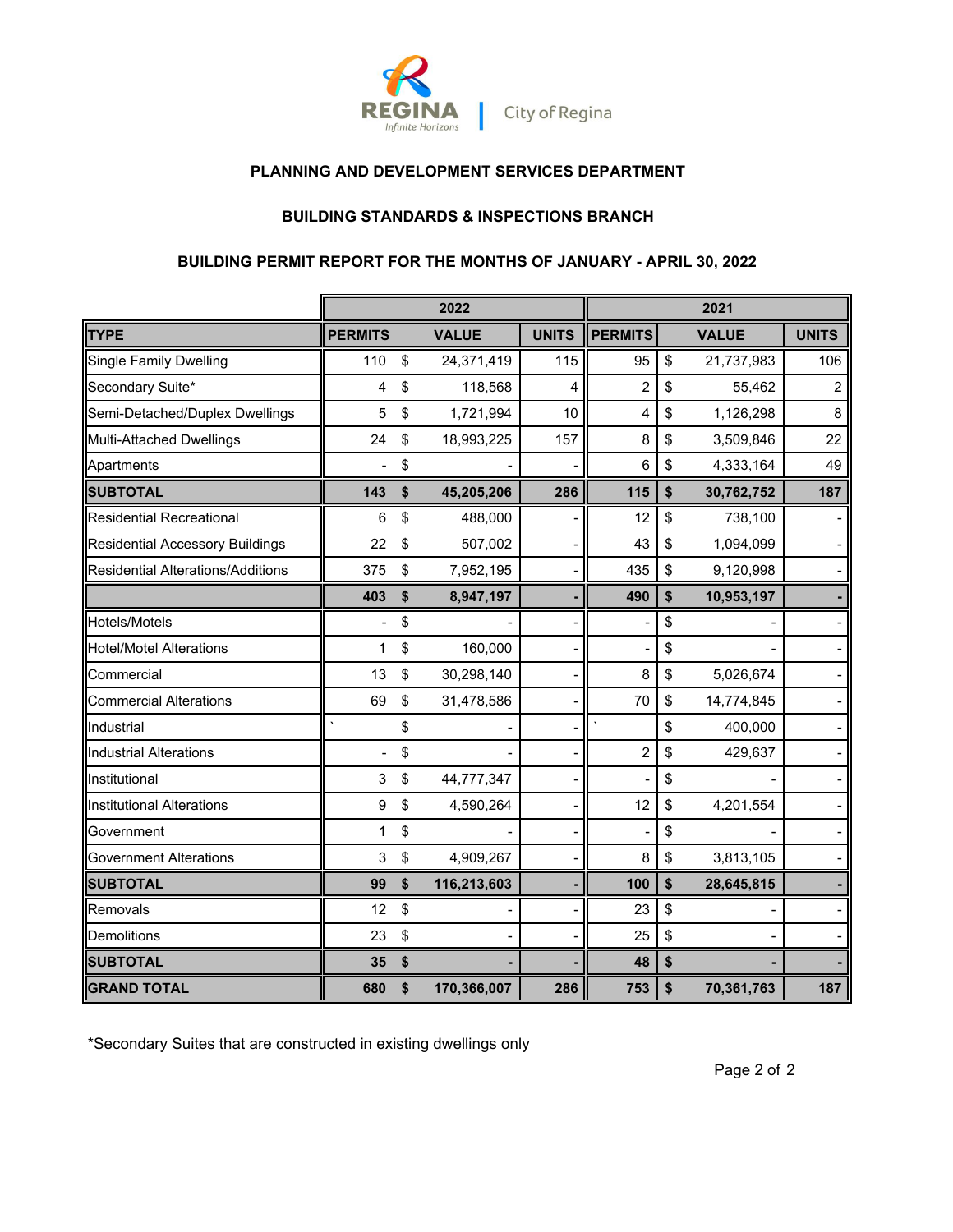## PLANNING AND DEVELOPMENT SERVICES DEPARTMENT

### BUILDING STANDARDS & INSPECTIONS BRANCH

### BUILDING PERMIT REPORT FOR THE MONTHS OF JANUARY - APRIL 30, 2022

| | 2022 | | | 2021 | | |
|---|---|---|---|---|---|---|
| **TYPE** | **PERMITS** | **VALUE** | **UNITS** | **PERMITS** | **VALUE** | **UNITS** |
| Single Family Dwelling | 110 | $ 24,371,419 | 115 | 95 | $ 21,737,983 | 106 |
| Secondary Suite* | 4 | $ 118,568 | 4 | 2 | $ 55,462 | 2 |
| Semi-Detached/Duplex Dwellings | 5 | $ 1,721,994 | 10 | 4 | $ 1,126,298 | 8 |
| Multi-Attached Dwellings | 24 | $ 18,993,225 | 157 | 8 | $ 3,509,846 | 22 |
| Apartments | - | $ - | - | 6 | $ 4,333,164 | 49 |
| **SUBTOTAL** | **143** | **$ 45,205,206** | **286** | **115** | **$ 30,762,752** | **187** |
| Residential Recreational | 6 | $ 488,000 | - | 12 | $ 738,100 | - |
| Residential Accessory Buildings | 22 | $ 507,002 | - | 43 | $ 1,094,099 | - |
| Residential Alterations/Additions | 375 | $ 7,952,195 | - | 435 | $ 9,120,998 | - |
| | **403** | **$ 8,947,197** | **-** | **490** | **$ 10,953,197** | **-** |
| Hotels/Motels | - | $ - | - | - | $ - | - |
| Hotel/Motel Alterations | 1 | $ 160,000 | - | - | $ - | - |
| Commercial | 13 | $ 30,298,140 | - | 8 | $ 5,026,674 | - |
| Commercial Alterations | 69 | $ 31,478,586 | - | 70 | $ 14,774,845 | - |
| Industrial | ` | $ - | - | ` | $ 400,000 | - |
| Industrial Alterations | - | $ - | - | 2 | $ 429,637 | - |
| Institutional | 3 | $ 44,777,347 | - | - | $ - | - |
| Institutional Alterations | 9 | $ 4,590,264 | - | 12 | $ 4,201,554 | - |
| Government | 1 | $ - | - | - | $ - | - |
| Government Alterations | 3 | $ 4,909,267 | - | 8 | $ 3,813,105 | - |
| **SUBTOTAL** | **99** | **$ 116,213,603** | **-** | **100** | **$ 28,645,815** | **-** |
| Removals | 12 | $ - | - | 23 | $ - | - |
| Demolitions | 23 | $ - | - | 25 | $ - | - |
| **SUBTOTAL** | **35** | **$ -** | **-** | **48** | **$ -** | **-** |
| **GRAND TOTAL** | **680** | **$ 170,366,007** | **286** | **753** | **$ 70,361,763** | **187** |

*Secondary Suites that are constructed in existing dwellings only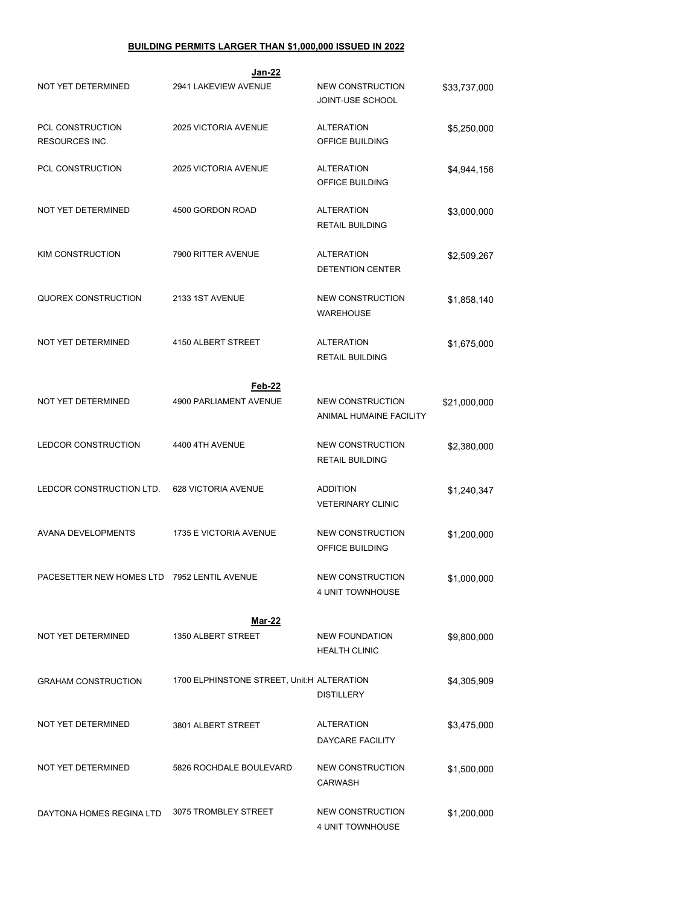**BUILDING PERMITS LARGER THAN $1,000,000 ISSUED IN 2022**

| | | | |
|---|---|---|---|
| | **Jan-22** | | |
| NOT YET DETERMINED | 2941 LAKEVIEW AVENUE | NEW CONSTRUCTION JOINT-USE SCHOOL | $33,737,000 |
| PCL CONSTRUCTION RESOURCES INC. | 2025 VICTORIA AVENUE | ALTERATION OFFICE BUILDING | $5,250,000 |
| PCL CONSTRUCTION | 2025 VICTORIA AVENUE | ALTERATION OFFICE BUILDING | $4,944,156 |
| NOT YET DETERMINED | 4500 GORDON ROAD | ALTERATION RETAIL BUILDING | $3,000,000 |
| KIM CONSTRUCTION | 7900 RITTER AVENUE | ALTERATION DETENTION CENTER | $2,509,267 |
| QUOREX CONSTRUCTION | 2133 1ST AVENUE | NEW CONSTRUCTION WAREHOUSE | $1,858,140 |
| NOT YET DETERMINED | 4150 ALBERT STREET | ALTERATION RETAIL BUILDING | $1,675,000 |
| | **Feb-22** | | |
| NOT YET DETERMINED | 4900 PARLIAMENT AVENUE | NEW CONSTRUCTION ANIMAL HUMAINE FACILITY | $21,000,000 |
| LEDCOR CONSTRUCTION | 4400 4TH AVENUE | NEW CONSTRUCTION RETAIL BUILDING | $2,380,000 |
| LEDCOR CONSTRUCTION LTD. | 628 VICTORIA AVENUE | ADDITION VETERINARY CLINIC | $1,240,347 |
| AVANA DEVELOPMENTS | 1735 E VICTORIA AVENUE | NEW CONSTRUCTION OFFICE BUILDING | $1,200,000 |
| PACESETTER NEW HOMES LTD | 7952 LENTIL AVENUE | NEW CONSTRUCTION 4 UNIT TOWNHOUSE | $1,000,000 |
| | **Mar-22** | | |
| NOT YET DETERMINED | 1350 ALBERT STREET | NEW FOUNDATION HEALTH CLINIC | $9,800,000 |
| GRAHAM CONSTRUCTION | 1700 ELPHINSTONE STREET, Unit:H | ALTERATION DISTILLERY | $4,305,909 |
| NOT YET DETERMINED | 3801 ALBERT STREET | ALTERATION DAYCARE FACILITY | $3,475,000 |
| NOT YET DETERMINED | 5826 ROCHDALE BOULEVARD | NEW CONSTRUCTION CARWASH | $1,500,000 |
| DAYTONA HOMES REGINA LTD | 3075 TROMBLEY STREET | NEW CONSTRUCTION 4 UNIT TOWNHOUSE | $1,200,000 |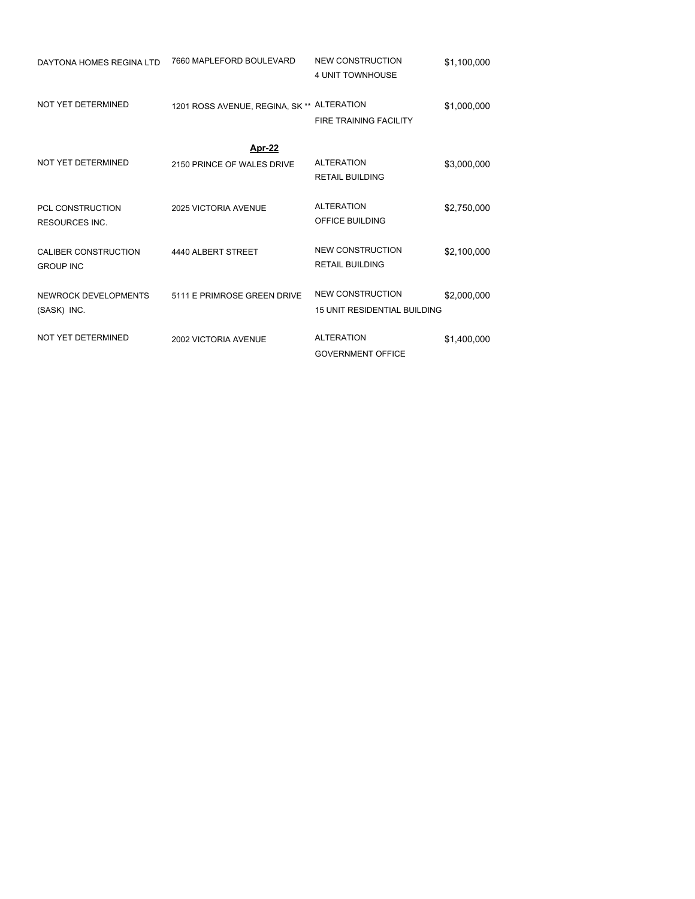| | | | |
|---|---|---|---|
| DAYTONA HOMES REGINA LTD | 7660 MAPLEFORD BOULEVARD | NEW CONSTRUCTION<br>4 UNIT TOWNHOUSE | $1,100,000 |
| NOT YET DETERMINED | 1201 ROSS AVENUE, REGINA, SK ** | ALTERATION<br>FIRE TRAINING FACILITY | $1,000,000 |
| | **Apr-22** | | |
| NOT YET DETERMINED | 2150 PRINCE OF WALES DRIVE | ALTERATION<br>RETAIL BUILDING | $3,000,000 |
| PCL CONSTRUCTION RESOURCES INC. | 2025 VICTORIA AVENUE | ALTERATION<br>OFFICE BUILDING | $2,750,000 |
| CALIBER CONSTRUCTION GROUP INC | 4440 ALBERT STREET | NEW CONSTRUCTION<br>RETAIL BUILDING | $2,100,000 |
| NEWROCK DEVELOPMENTS (SASK) INC. | 5111 E PRIMROSE GREEN DRIVE | NEW CONSTRUCTION<br>15 UNIT RESIDENTIAL BUILDING | $2,000,000 |
| NOT YET DETERMINED | 2002 VICTORIA AVENUE | ALTERATION<br>GOVERNMENT OFFICE | $1,400,000 |